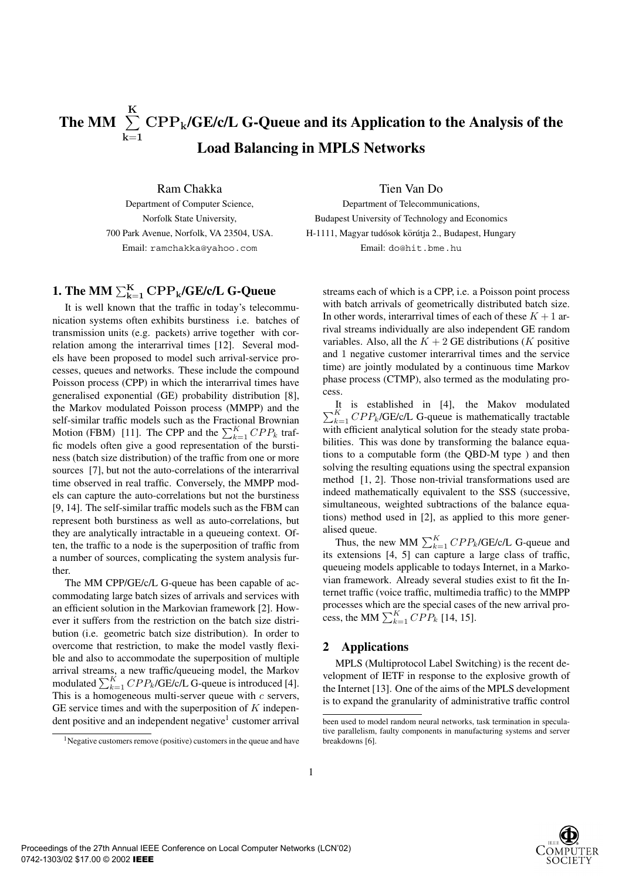# The MM $\sum_{k=1}^{K} \mathrm{CPP_k}$/GE/c/L G-Queue and its Application to the Analysis of the Load Balancing in MPLS Networks

Ram Chakka
Department of Computer Science,
Norfolk State University,
700 Park Avenue, Norfolk, VA 23504, USA.
Email: ramchakka@yahoo.com

Tien Van Do
Department of Telecommunications,
Budapest University of Technology and Economics
H-1111, Magyar tudósok körútja 2., Budapest, Hungary
Email: do@hit.bme.hu

## 1. The MM $\sum_{k=1}^{K} \mathrm{CPP_k}$/GE/c/L G-Queue

It is well known that the traffic in today's telecommunication systems often exhibits burstiness i.e. batches of transmission units (e.g. packets) arrive together with correlation among the interarrival times [12]. Several models have been proposed to model such arrival-service processes, queues and networks. These include the compound Poisson process (CPP) in which the interarrival times have generalised exponential (GE) probability distribution [8], the Markov modulated Poisson process (MMPP) and the self-similar traffic models such as the Fractional Brownian Motion (FBM) [11]. The CPP and the $\sum_{k=1}^{K} CPP_k$ traffic models often give a good representation of the burstiness (batch size distribution) of the traffic from one or more sources [7], but not the auto-correlations of the interarrival time observed in real traffic. Conversely, the MMPP models can capture the auto-correlations but not the burstiness [9, 14]. The self-similar traffic models such as the FBM can represent both burstiness as well as auto-correlations, but they are analytically intractable in a queueing context. Often, the traffic to a node is the superposition of traffic from a number of sources, complicating the system analysis further.

The MM CPP/GE/c/L G-queue has been capable of accommodating large batch sizes of arrivals and services with an efficient solution in the Markovian framework [2]. However it suffers from the restriction on the batch size distribution (i.e. geometric batch size distribution). In order to overcome that restriction, to make the model vastly flexible and also to accommodate the superposition of multiple arrival streams, a new traffic/queueing model, the Markov modulated $\sum_{k=1}^{K} CPP_k$/GE/c/L G-queue is introduced [4]. This is a homogeneous multi-server queue with $c$ servers, GE service times and with the superposition of $K$ independent positive and an independent negative[1] customer arrival streams each of which is a CPP, i.e. a Poisson point process with batch arrivals of geometrically distributed batch size. In other words, interarrival times of each of these $K+1$ arrival streams individually are also independent GE random variables. Also, all the $K+2$ GE distributions ($K$ positive and 1 negative customer interarrival times and the service time) are jointly modulated by a continuous time Markov phase process (CTMP), also termed as the modulating process.

It is established in [4], the Makov modulated $\sum_{k=1}^{K} CPP_k$/GE/c/L G-queue is mathematically tractable with efficient analytical solution for the steady state probabilities. This was done by transforming the balance equations to a computable form (the QBD-M type ) and then solving the resulting equations using the spectral expansion method [1, 2]. Those non-trivial transformations used are indeed mathematically equivalent to the SSS (successive, simultaneous, weighted subtractions of the balance equations) method used in [2], as applied to this more generalised queue.

Thus, the new MM $\sum_{k=1}^{K} CPP_k$/GE/c/L G-queue and its extensions [4, 5] can capture a large class of traffic, queueing models applicable to todays Internet, in a Markovian framework. Already several studies exist to fit the Internet traffic (voice traffic, multimedia traffic) to the MMPP processes which are the special cases of the new arrival process, the MM $\sum_{k=1}^{K} CPP_k$ [14, 15].

## 2 Applications

MPLS (Multiprotocol Label Switching) is the recent development of IETF in response to the explosive growth of the Internet [13]. One of the aims of the MPLS development is to expand the granularity of administrative traffic control

[1] Negative customers remove (positive) customers in the queue and have been used to model random neural networks, task termination in speculative parallelism, faulty components in manufacturing systems and server breakdowns [6].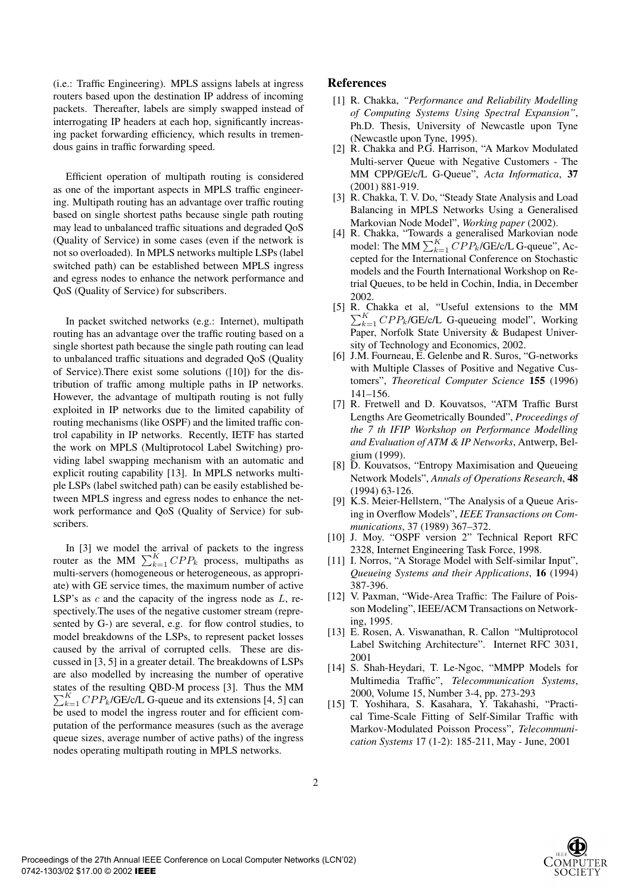(i.e.: Traffic Engineering). MPLS assigns labels at ingress routers based upon the destination IP address of incoming packets. Thereafter, labels are simply swapped instead of interrogating IP headers at each hop, significantly increasing packet forwarding efficiency, which results in tremendous gains in traffic forwarding speed.

Efficient operation of multipath routing is considered as one of the important aspects in MPLS traffic engineering. Multipath routing has an advantage over traffic routing based on single shortest paths because single path routing may lead to unbalanced traffic situations and degraded QoS (Quality of Service) in some cases (even if the network is not so overloaded). In MPLS networks multiple LSPs (label switched path) can be established between MPLS ingress and egress nodes to enhance the network performance and QoS (Quality of Service) for subscribers.

In packet switched networks (e.g.: Internet), multipath routing has an advantage over the traffic routing based on a single shortest path because the single path routing can lead to unbalanced traffic situations and degraded QoS (Quality of Service).There exist some solutions ([10]) for the distribution of traffic among multiple paths in IP networks. However, the advantage of multipath routing is not fully exploited in IP networks due to the limited capability of routing mechanisms (like OSPF) and the limited traffic control capability in IP networks. Recently, IETF has started the work on MPLS (Multiprotocol Label Switching) providing label swapping mechanism with an automatic and explicit routing capability [13]. In MPLS networks multiple LSPs (label switched path) can be easily established between MPLS ingress and egress nodes to enhance the network performance and QoS (Quality of Service) for subscribers.

In [3] we model the arrival of packets to the ingress router as the MM $\sum_{k=1}^{K} CPP_k$ process, multipaths as multi-servers (homogeneous or heterogeneous, as appropriate) with GE service times, the maximum number of active LSP's as $c$ and the capacity of the ingress node as $L$, respectively.The uses of the negative customer stream (represented by G-) are several, e.g. for flow control studies, to model breakdowns of the LSPs, to represent packet losses caused by the arrival of corrupted cells. These are discussed in [3, 5] in a greater detail. The breakdowns of LSPs are also modelled by increasing the number of operative states of the resulting QBD-M process [3]. Thus the MM $\sum_{k=1}^{K} CPP_k$/GE/c/L G-queue and its extensions [4, 5] can be used to model the ingress router and for efficient computation of the performance measures (such as the average queue sizes, average number of active paths) of the ingress nodes operating multipath routing in MPLS networks.

## References

[1] R. Chakka, *"Performance and Reliability Modelling of Computing Systems Using Spectral Expansion"*, Ph.D. Thesis, University of Newcastle upon Tyne (Newcastle upon Tyne, 1995).

[2] R. Chakka and P.G. Harrison, "A Markov Modulated Multi-server Queue with Negative Customers - The MM CPP/GE/c/L G-Queue", *Acta Informatica*, **37** (2001) 881-919.

[3] R. Chakka, T. V. Do, "Steady State Analysis and Load Balancing in MPLS Networks Using a Generalised Markovian Node Model", *Working paper* (2002).

[4] R. Chakka, "Towards a generalised Markovian node model: The MM $\sum_{k=1}^{K} CPP_k$/GE/c/L G-queue", Accepted for the International Conference on Stochastic models and the Fourth International Workshop on Retrial Queues, to be held in Cochin, India, in December 2002.

[5] R. Chakka et al, "Useful extensions to the MM $\sum_{k=1}^{K} CPP_k$/GE/c/L G-queueing model", Working Paper, Norfolk State University & Budapest University of Technology and Economics, 2002.

[6] J.M. Fourneau, E. Gelenbe and R. Suros, "G-networks with Multiple Classes of Positive and Negative Customers", *Theoretical Computer Science* **155** (1996) 141–156.

[7] R. Fretwell and D. Kouvatsos, "ATM Traffic Burst Lengths Are Geometrically Bounded", *Proceedings of the 7 th IFIP Workshop on Performance Modelling and Evaluation of ATM & IP Networks*, Antwerp, Belgium (1999).

[8] D. Kouvatsos, "Entropy Maximisation and Queueing Network Models", *Annals of Operations Research*, **48** (1994) 63-126.

[9] K.S. Meier-Hellstern, "The Analysis of a Queue Arising in Overflow Models", *IEEE Transactions on Communications*, 37 (1989) 367–372.

[10] J. Moy. "OSPF version 2" Technical Report RFC 2328, Internet Engineering Task Force, 1998.

[11] I. Norros, "A Storage Model with Self-similar Input", *Queueing Systems and their Applications*, **16** (1994) 387-396.

[12] V. Paxman, "Wide-Area Traffic: The Failure of Poisson Modeling", IEEE/ACM Transactions on Networking, 1995.

[13] E. Rosen, A. Viswanathan, R. Callon "Multiprotocol Label Switching Architecture". Internet RFC 3031, 2001

[14] S. Shah-Heydari, T. Le-Ngoc, "MMPP Models for Multimedia Traffic", *Telecommunication Systems*, 2000, Volume 15, Number 3-4, pp. 273-293

[15] T. Yoshihara, S. Kasahara, Y. Takahashi, "Practical Time-Scale Fitting of Self-Similar Traffic with Markov-Modulated Poisson Process", *Telecommunication Systems* 17 (1-2): 185-211, May - June, 2001